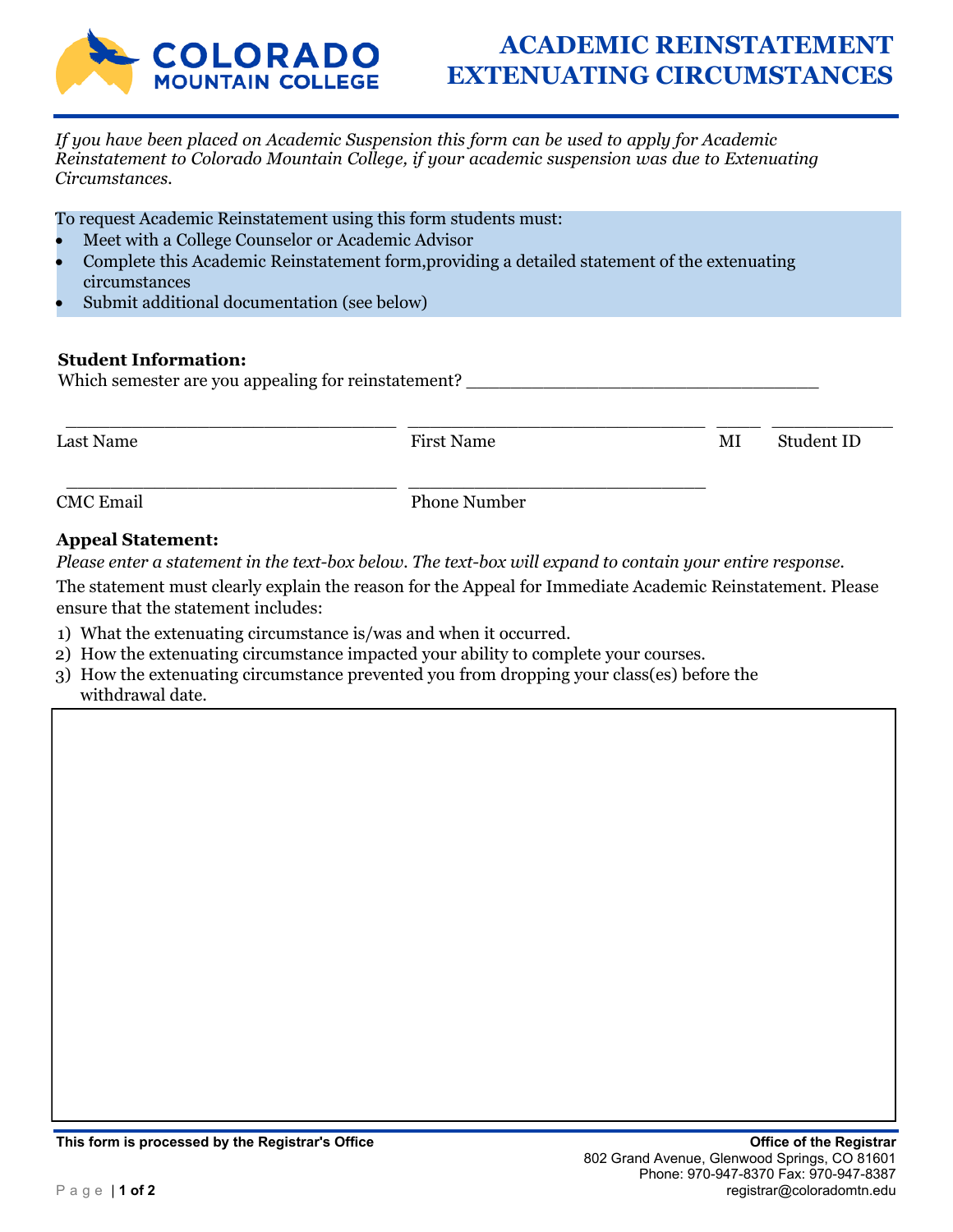# ACADEMIC REINSTATEMENT EXTENUATING CIRCUMSTANCES

*If you have been placed on Academic Suspension this form can be used to apply for Academic Reinstatement to Colorado Mountain College, if your academic suspension was due to Extenuating Circumstances.*

To request Academic Reinstatement using this form students must:

- Meet with a College Counselor or Academic Advisor
- Complete this Academic Reinstatement form,providing a detailed statement of the extenuating circumstances
- Submit additional documentation (see below)

**Student Information:**

Which semester are you appealing for reinstatement? ________________________________

| ______________________________ | ___________________________ | ____ | ___________ |
|---|---|---|---|
| Last Name | First Name | MI | Student ID |

| ______________________________ | ___________________________ |
|---|---|
| CMC Email | Phone Number |

**Appeal Statement:**

*Please enter a statement in the text-box below. The text-box will expand to contain your entire response.*

The statement must clearly explain the reason for the Appeal for Immediate Academic Reinstatement. Please ensure that the statement includes:

1) What the extenuating circumstance is/was and when it occurred.
2) How the extenuating circumstance impacted your ability to complete your courses.
3) How the extenuating circumstance prevented you from dropping your class(es) before the withdrawal date.

**This form is processed by the Registrar's Office**

**Office of the Registrar**
802 Grand Avenue, Glenwood Springs, CO 81601
Phone: 970-947-8370 Fax: 970-947-8387
registrar@coloradomtn.edu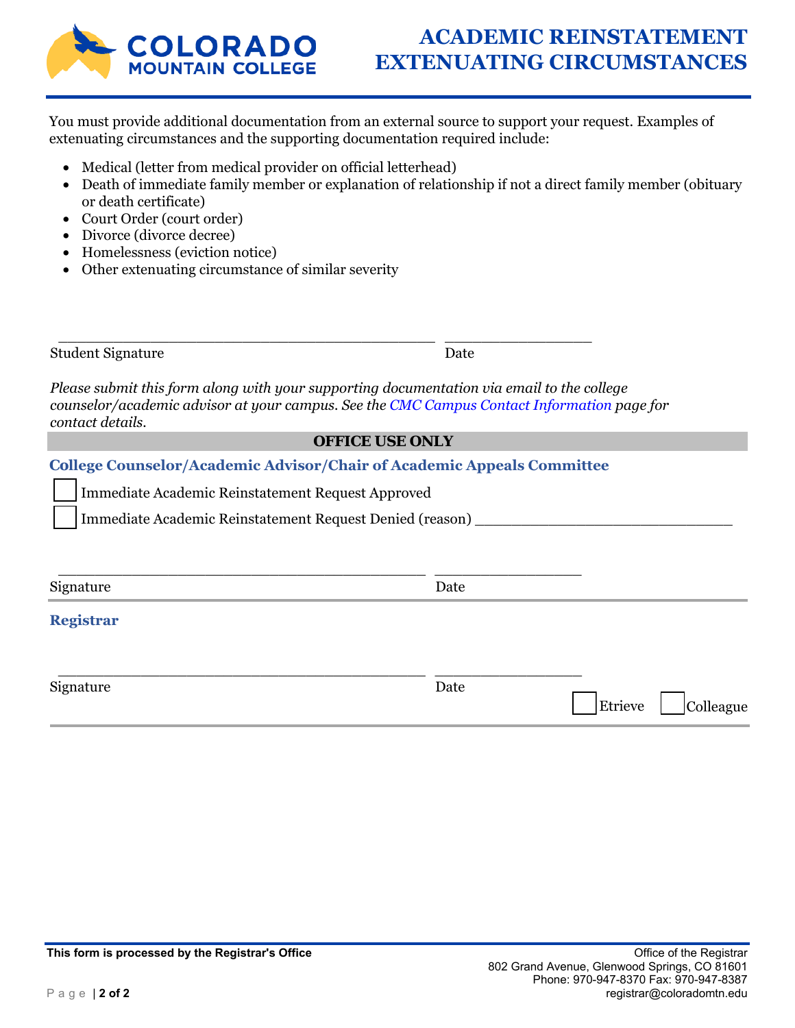# ACADEMIC REINSTATEMENT EXTENUATING CIRCUMSTANCES

You must provide additional documentation from an external source to support your request. Examples of extenuating circumstances and the supporting documentation required include:

- Medical (letter from medical provider on official letterhead)
- Death of immediate family member or explanation of relationship if not a direct family member (obituary or death certificate)
- Court Order (court order)
- Divorce (divorce decree)
- Homelessness (eviction notice)
- Other extenuating circumstance of similar severity

_________________________________________ _______________
Student Signature Date

*Please submit this form along with your supporting documentation via email to the college counselor/academic advisor at your campus. See the CMC Campus Contact Information page for contact details.*

## OFFICE USE ONLY

### College Counselor/Academic Advisor/Chair of Academic Appeals Committee

☐ Immediate Academic Reinstatement Request Approved

☐ Immediate Academic Reinstatement Request Denied (reason) ____________________________

_________________________________________ _______________
Signature Date

### Registrar

_________________________________________ _______________
Signature Date

☐ Etrieve ☐ Colleague

**This form is processed by the Registrar's Office**

Office of the Registrar
802 Grand Avenue, Glenwood Springs, CO 81601
Phone: 970-947-8370 Fax: 970-947-8387
registrar@coloradomtn.edu